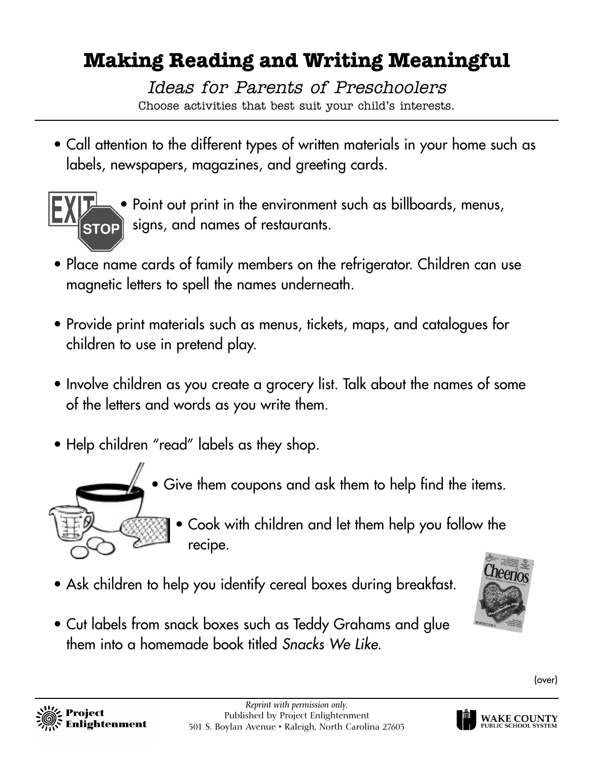# Making Reading and Writing Meaningful

*Ideas for Parents of Preschoolers*

Choose activities that best suit your child's interests.

- Call attention to the different types of written materials in your home such as labels, newspapers, magazines, and greeting cards.
- Point out print in the environment such as billboards, menus, signs, and names of restaurants.
- Place name cards of family members on the refrigerator. Children can use magnetic letters to spell the names underneath.
- Provide print materials such as menus, tickets, maps, and catalogues for children to use in pretend play.
- Involve children as you create a grocery list. Talk about the names of some of the letters and words as you write them.
- Help children "read" labels as they shop.
- Give them coupons and ask them to help find the items.
- Cook with children and let them help you follow the recipe.
- Ask children to help you identify cereal boxes during breakfast.
- Cut labels from snack boxes such as Teddy Grahams and glue them into a homemade book titled *Snacks We Like*.

(over)

*Reprint with permission only.*
Published by Project Enlightenment
501 S. Boylan Avenue • Raleigh, North Carolina 27603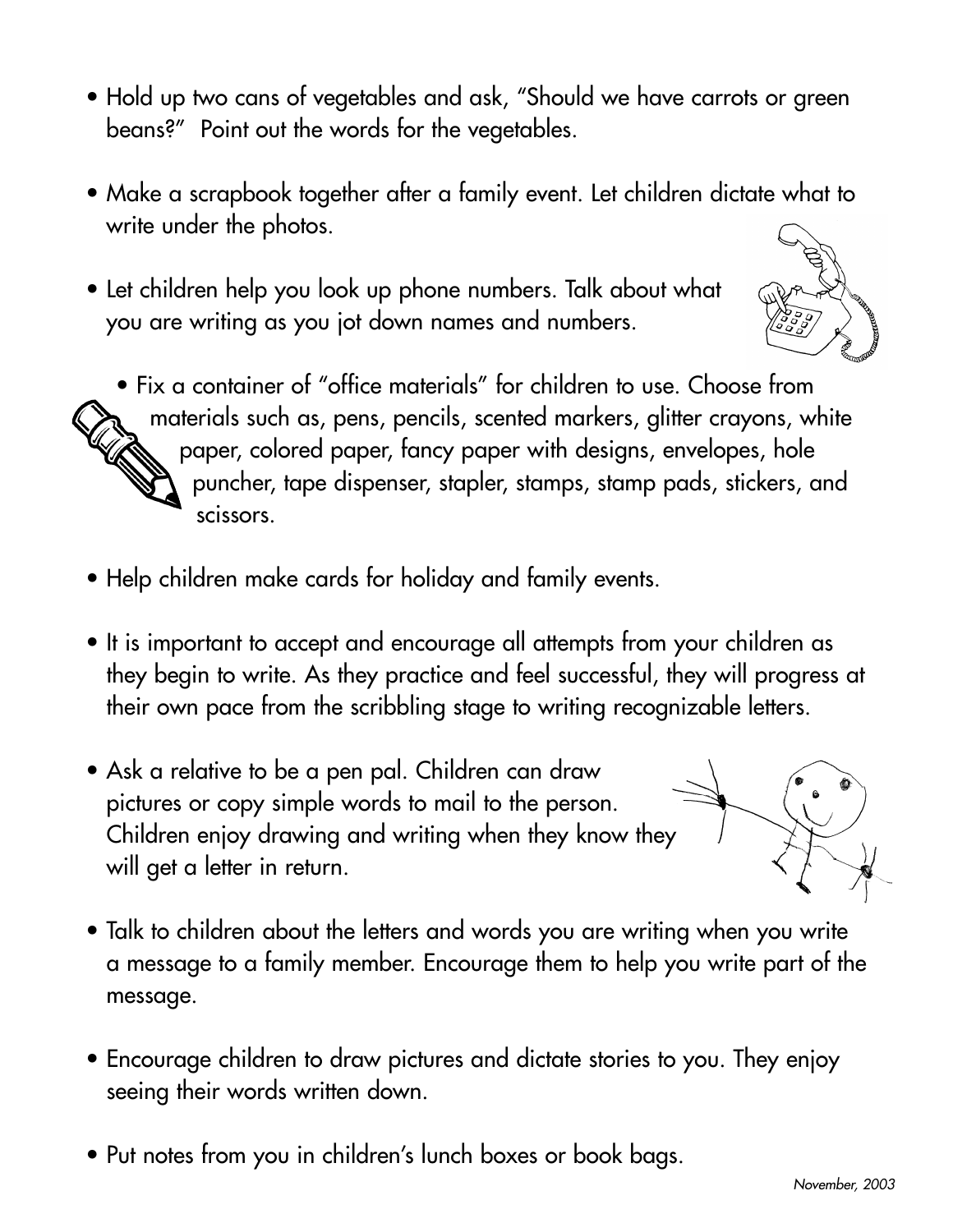- Hold up two cans of vegetables and ask, "Should we have carrots or green beans?" Point out the words for the vegetables.
- Make a scrapbook together after a family event. Let children dictate what to write under the photos.
- Let children help you look up phone numbers. Talk about what you are writing as you jot down names and numbers.
- Fix a container of "office materials" for children to use. Choose from materials such as, pens, pencils, scented markers, glitter crayons, white paper, colored paper, fancy paper with designs, envelopes, hole puncher, tape dispenser, stapler, stamps, stamp pads, stickers, and scissors.
- Help children make cards for holiday and family events.
- It is important to accept and encourage all attempts from your children as they begin to write. As they practice and feel successful, they will progress at their own pace from the scribbling stage to writing recognizable letters.
- Ask a relative to be a pen pal. Children can draw pictures or copy simple words to mail to the person. Children enjoy drawing and writing when they know they will get a letter in return.
- Talk to children about the letters and words you are writing when you write a message to a family member. Encourage them to help you write part of the message.
- Encourage children to draw pictures and dictate stories to you. They enjoy seeing their words written down.
- Put notes from you in children's lunch boxes or book bags.

*November, 2003*